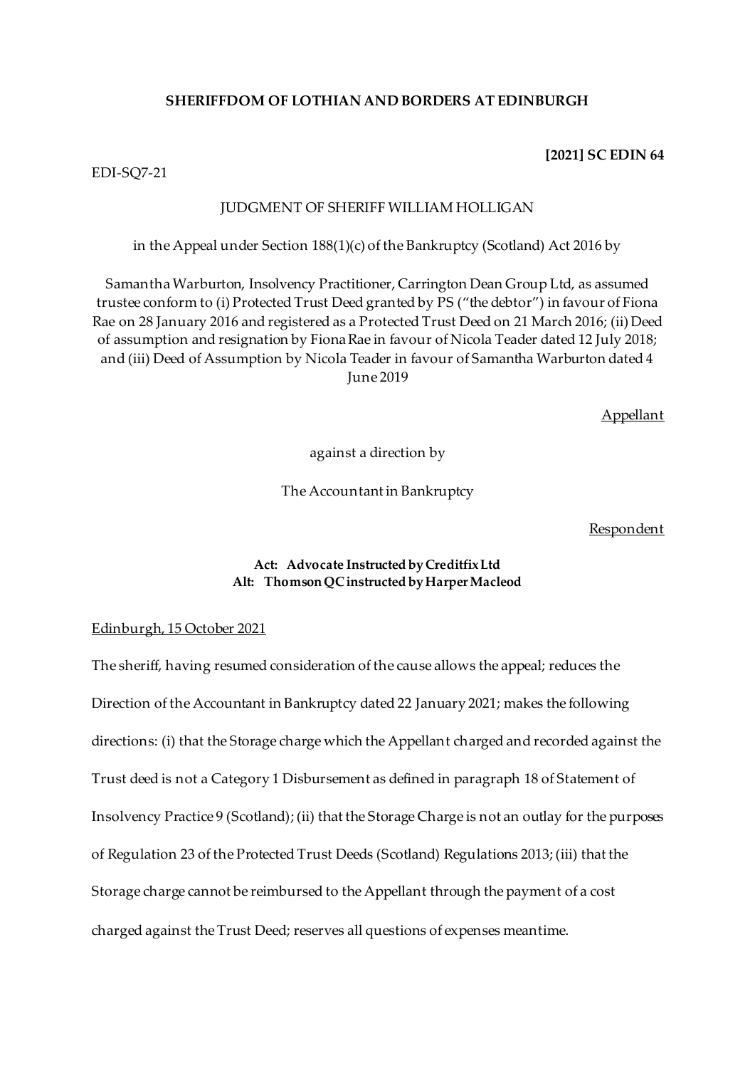**SHERIFFDOM OF LOTHIAN AND BORDERS AT EDINBURGH**

**[2021] SC EDIN 64**

EDI-SQ7-21

JUDGMENT OF SHERIFF WILLIAM HOLLIGAN

in the Appeal under Section 188(1)(c) of the Bankruptcy (Scotland) Act 2016 by

Samantha Warburton, Insolvency Practitioner, Carrington Dean Group Ltd, as assumed trustee conform to (i) Protected Trust Deed granted by PS ("the debtor") in favour of Fiona Rae on 28 January 2016 and registered as a Protected Trust Deed on 21 March 2016; (ii) Deed of assumption and resignation by Fiona Rae in favour of Nicola Teader dated 12 July 2018; and (iii) Deed of Assumption by Nicola Teader in favour of Samantha Warburton dated 4 June 2019

Appellant

against a direction by

The Accountant in Bankruptcy

Respondent

**Act: Advocate Instructed by Creditfix Ltd**
**Alt: Thomson QC instructed by Harper Macleod**

Edinburgh, 15 October 2021

The sheriff, having resumed consideration of the cause allows the appeal; reduces the Direction of the Accountant in Bankruptcy dated 22 January 2021; makes the following directions: (i) that the Storage charge which the Appellant charged and recorded against the Trust deed is not a Category 1 Disbursement as defined in paragraph 18 of Statement of Insolvency Practice 9 (Scotland); (ii) that the Storage Charge is not an outlay for the purposes of Regulation 23 of the Protected Trust Deeds (Scotland) Regulations 2013; (iii) that the Storage charge cannot be reimbursed to the Appellant through the payment of a cost charged against the Trust Deed; reserves all questions of expenses meantime.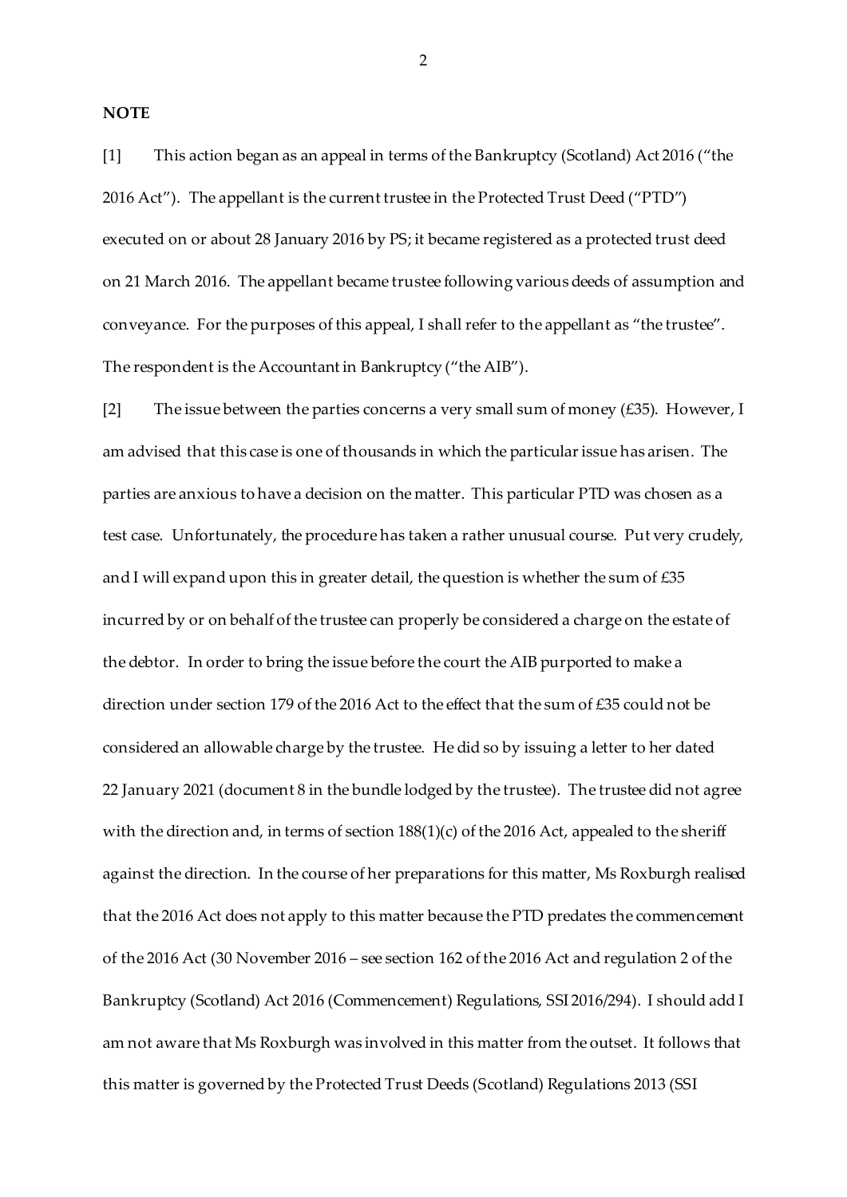**NOTE**

[1] This action began as an appeal in terms of the Bankruptcy (Scotland) Act 2016 ("the 2016 Act"). The appellant is the current trustee in the Protected Trust Deed ("PTD") executed on or about 28 January 2016 by PS; it became registered as a protected trust deed on 21 March 2016. The appellant became trustee following various deeds of assumption and conveyance. For the purposes of this appeal, I shall refer to the appellant as "the trustee". The respondent is the Accountant in Bankruptcy ("the AIB").

[2] The issue between the parties concerns a very small sum of money (£35). However, I am advised that this case is one of thousands in which the particular issue has arisen. The parties are anxious to have a decision on the matter. This particular PTD was chosen as a test case. Unfortunately, the procedure has taken a rather unusual course. Put very crudely, and I will expand upon this in greater detail, the question is whether the sum of £35 incurred by or on behalf of the trustee can properly be considered a charge on the estate of the debtor. In order to bring the issue before the court the AIB purported to make a direction under section 179 of the 2016 Act to the effect that the sum of £35 could not be considered an allowable charge by the trustee. He did so by issuing a letter to her dated 22 January 2021 (document 8 in the bundle lodged by the trustee). The trustee did not agree with the direction and, in terms of section 188(1)(c) of the 2016 Act, appealed to the sheriff against the direction. In the course of her preparations for this matter, Ms Roxburgh realised that the 2016 Act does not apply to this matter because the PTD predates the commencement of the 2016 Act (30 November 2016 – see section 162 of the 2016 Act and regulation 2 of the Bankruptcy (Scotland) Act 2016 (Commencement) Regulations, SSI 2016/294). I should add I am not aware that Ms Roxburgh was involved in this matter from the outset. It follows that this matter is governed by the Protected Trust Deeds (Scotland) Regulations 2013 (SSI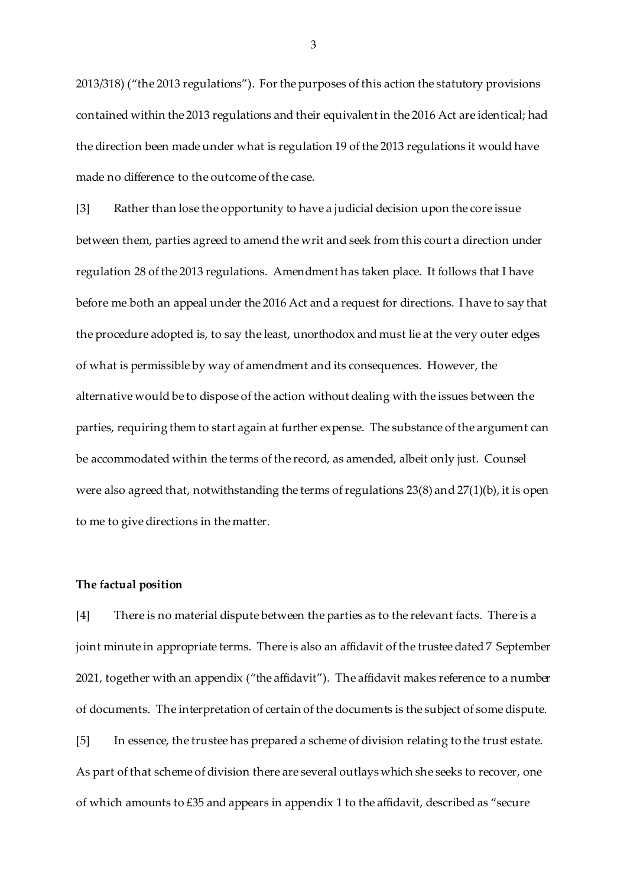2013/318) ("the 2013 regulations"). For the purposes of this action the statutory provisions contained within the 2013 regulations and their equivalent in the 2016 Act are identical; had the direction been made under what is regulation 19 of the 2013 regulations it would have made no difference to the outcome of the case.

[3] Rather than lose the opportunity to have a judicial decision upon the core issue between them, parties agreed to amend the writ and seek from this court a direction under regulation 28 of the 2013 regulations. Amendment has taken place. It follows that I have before me both an appeal under the 2016 Act and a request for directions. I have to say that the procedure adopted is, to say the least, unorthodox and must lie at the very outer edges of what is permissible by way of amendment and its consequences. However, the alternative would be to dispose of the action without dealing with the issues between the parties, requiring them to start again at further expense. The substance of the argument can be accommodated within the terms of the record, as amended, albeit only just. Counsel were also agreed that, notwithstanding the terms of regulations 23(8) and 27(1)(b), it is open to me to give directions in the matter.

**The factual position**

[4] There is no material dispute between the parties as to the relevant facts. There is a joint minute in appropriate terms. There is also an affidavit of the trustee dated 7 September 2021, together with an appendix ("the affidavit"). The affidavit makes reference to a number of documents. The interpretation of certain of the documents is the subject of some dispute.

[5] In essence, the trustee has prepared a scheme of division relating to the trust estate. As part of that scheme of division there are several outlays which she seeks to recover, one of which amounts to £35 and appears in appendix 1 to the affidavit, described as "secure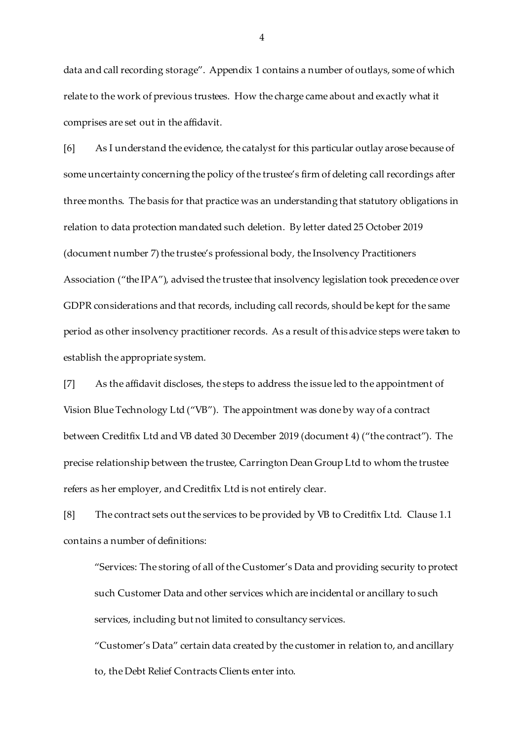data and call recording storage". Appendix 1 contains a number of outlays, some of which relate to the work of previous trustees. How the charge came about and exactly what it comprises are set out in the affidavit.

[6] As I understand the evidence, the catalyst for this particular outlay arose because of some uncertainty concerning the policy of the trustee's firm of deleting call recordings after three months. The basis for that practice was an understanding that statutory obligations in relation to data protection mandated such deletion. By letter dated 25 October 2019 (document number 7) the trustee's professional body, the Insolvency Practitioners Association ("the IPA"), advised the trustee that insolvency legislation took precedence over GDPR considerations and that records, including call records, should be kept for the same period as other insolvency practitioner records. As a result of this advice steps were taken to establish the appropriate system.

[7] As the affidavit discloses, the steps to address the issue led to the appointment of Vision Blue Technology Ltd ("VB"). The appointment was done by way of a contract between Creditfix Ltd and VB dated 30 December 2019 (document 4) ("the contract"). The precise relationship between the trustee, Carrington Dean Group Ltd to whom the trustee refers as her employer, and Creditfix Ltd is not entirely clear.

[8] The contract sets out the services to be provided by VB to Creditfix Ltd. Clause 1.1 contains a number of definitions:

> "Services: The storing of all of the Customer's Data and providing security to protect such Customer Data and other services which are incidental or ancillary to such services, including but not limited to consultancy services.
>
> "Customer's Data" certain data created by the customer in relation to, and ancillary to, the Debt Relief Contracts Clients enter into.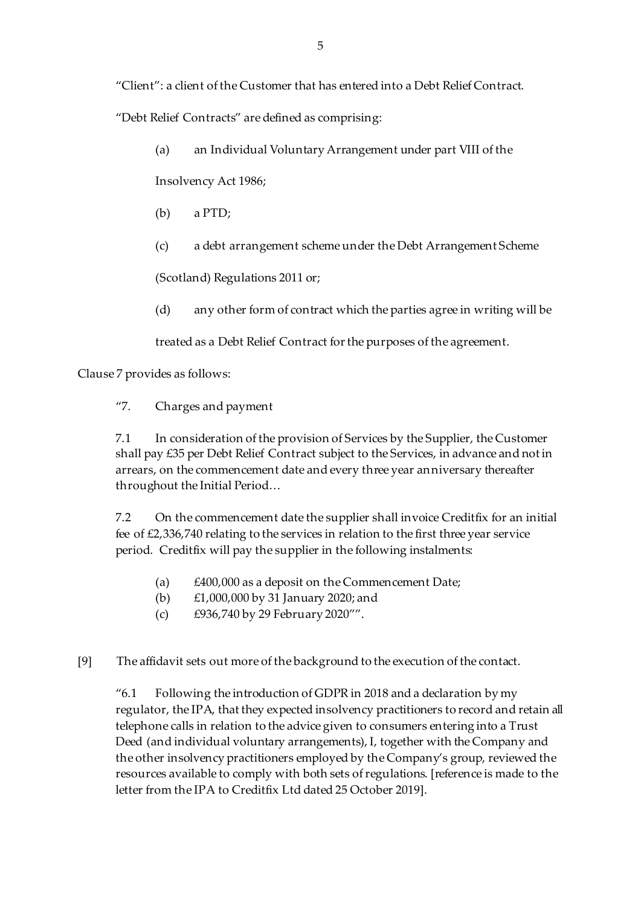"Client": a client of the Customer that has entered into a Debt Relief Contract.

"Debt Relief Contracts" are defined as comprising:

> (a) an Individual Voluntary Arrangement under part VIII of the Insolvency Act 1986;
>
> (b) a PTD;
>
> (c) a debt arrangement scheme under the Debt Arrangement Scheme (Scotland) Regulations 2011 or;
>
> (d) any other form of contract which the parties agree in writing will be treated as a Debt Relief Contract for the purposes of the agreement.

Clause 7 provides as follows:

> "7. Charges and payment
>
> 7.1 In consideration of the provision of Services by the Supplier, the Customer shall pay £35 per Debt Relief Contract subject to the Services, in advance and not in arrears, on the commencement date and every three year anniversary thereafter throughout the Initial Period…
>
> 7.2 On the commencement date the supplier shall invoice Creditfix for an initial fee of £2,336,740 relating to the services in relation to the first three year service period. Creditfix will pay the supplier in the following instalments:
>
> (a) £400,000 as a deposit on the Commencement Date;
> (b) £1,000,000 by 31 January 2020; and
> (c) £936,740 by 29 February 2020"".

[9] The affidavit sets out more of the background to the execution of the contact.

> "6.1 Following the introduction of GDPR in 2018 and a declaration by my regulator, the IPA, that they expected insolvency practitioners to record and retain all telephone calls in relation to the advice given to consumers entering into a Trust Deed (and individual voluntary arrangements), I, together with the Company and the other insolvency practitioners employed by the Company's group, reviewed the resources available to comply with both sets of regulations. [reference is made to the letter from the IPA to Creditfix Ltd dated 25 October 2019].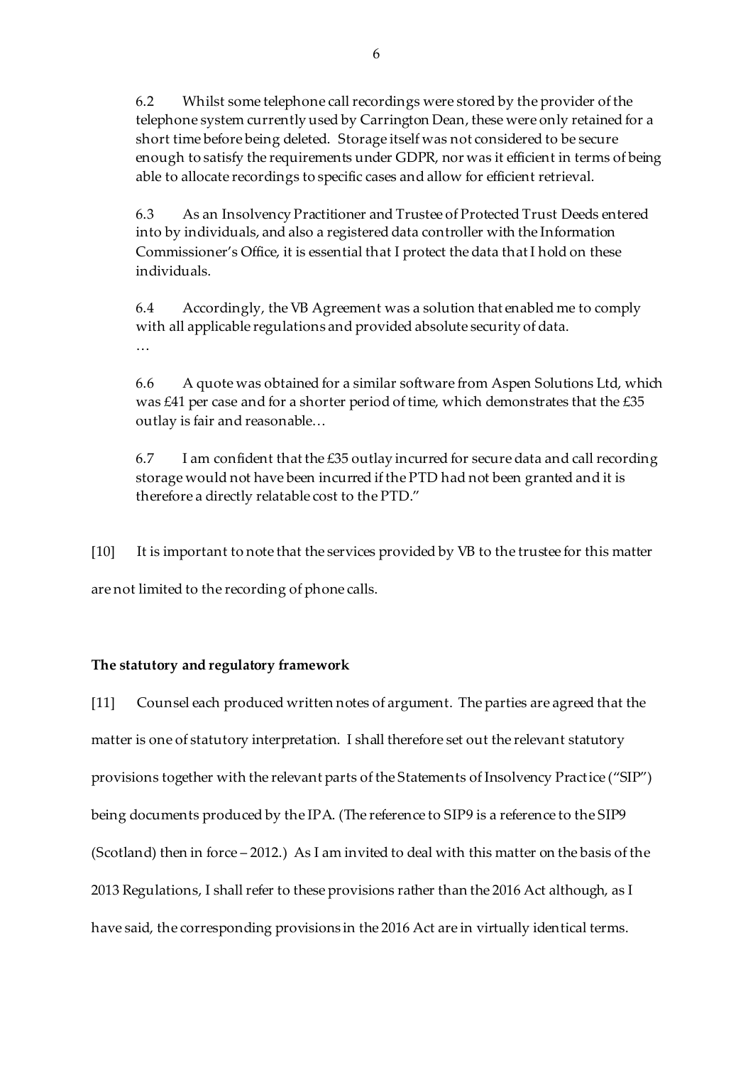6.2 Whilst some telephone call recordings were stored by the provider of the telephone system currently used by Carrington Dean, these were only retained for a short time before being deleted. Storage itself was not considered to be secure enough to satisfy the requirements under GDPR, nor was it efficient in terms of being able to allocate recordings to specific cases and allow for efficient retrieval.

6.3 As an Insolvency Practitioner and Trustee of Protected Trust Deeds entered into by individuals, and also a registered data controller with the Information Commissioner's Office, it is essential that I protect the data that I hold on these individuals.

6.4 Accordingly, the VB Agreement was a solution that enabled me to comply with all applicable regulations and provided absolute security of data.

…

6.6 A quote was obtained for a similar software from Aspen Solutions Ltd, which was £41 per case and for a shorter period of time, which demonstrates that the £35 outlay is fair and reasonable…

6.7 I am confident that the £35 outlay incurred for secure data and call recording storage would not have been incurred if the PTD had not been granted and it is therefore a directly relatable cost to the PTD."

[10] It is important to note that the services provided by VB to the trustee for this matter are not limited to the recording of phone calls.

**The statutory and regulatory framework**

[11] Counsel each produced written notes of argument. The parties are agreed that the matter is one of statutory interpretation. I shall therefore set out the relevant statutory provisions together with the relevant parts of the Statements of Insolvency Practice ("SIP") being documents produced by the IPA. (The reference to SIP9 is a reference to the SIP9 (Scotland) then in force – 2012.) As I am invited to deal with this matter on the basis of the 2013 Regulations, I shall refer to these provisions rather than the 2016 Act although, as I have said, the corresponding provisions in the 2016 Act are in virtually identical terms.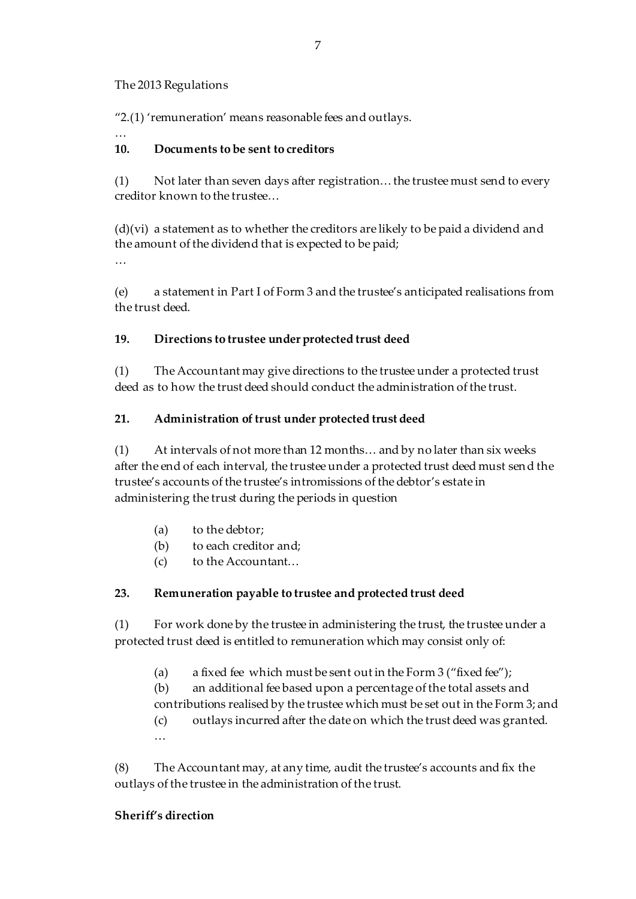The 2013 Regulations

"2.(1) 'remuneration' means reasonable fees and outlays.

…

**10. Documents to be sent to creditors**

(1) Not later than seven days after registration… the trustee must send to every creditor known to the trustee…

(d)(vi) a statement as to whether the creditors are likely to be paid a dividend and the amount of the dividend that is expected to be paid;

…

(e) a statement in Part I of Form 3 and the trustee's anticipated realisations from the trust deed.

**19. Directions to trustee under protected trust deed**

(1) The Accountant may give directions to the trustee under a protected trust deed as to how the trust deed should conduct the administration of the trust.

**21. Administration of trust under protected trust deed**

(1) At intervals of not more than 12 months… and by no later than six weeks after the end of each interval, the trustee under a protected trust deed must send the trustee's accounts of the trustee's intromissions of the debtor's estate in administering the trust during the periods in question

- (a) to the debtor;
- (b) to each creditor and;
- (c) to the Accountant…

**23. Remuneration payable to trustee and protected trust deed**

(1) For work done by the trustee in administering the trust, the trustee under a protected trust deed is entitled to remuneration which may consist only of:

- (a) a fixed fee which must be sent out in the Form 3 ("fixed fee");
- (b) an additional fee based upon a percentage of the total assets and contributions realised by the trustee which must be set out in the Form 3; and
- (c) outlays incurred after the date on which the trust deed was granted.

…

(8) The Accountant may, at any time, audit the trustee's accounts and fix the outlays of the trustee in the administration of the trust.

**Sheriff's direction**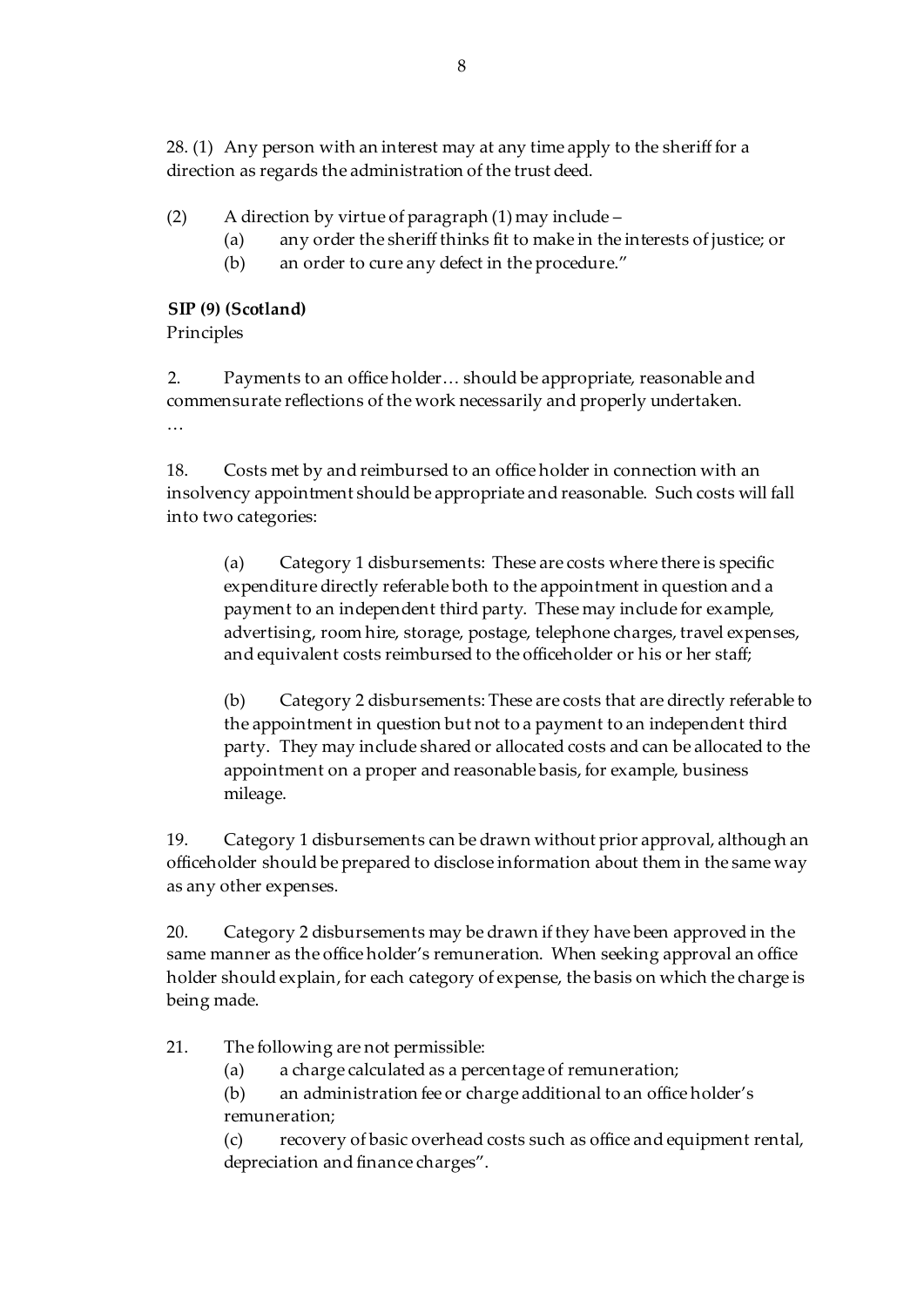28. (1) Any person with an interest may at any time apply to the sheriff for a direction as regards the administration of the trust deed.

(2) A direction by virtue of paragraph (1) may include –

(a) any order the sheriff thinks fit to make in the interests of justice; or

(b) an order to cure any defect in the procedure."

**SIP (9) (Scotland)**

Principles

2. Payments to an office holder… should be appropriate, reasonable and commensurate reflections of the work necessarily and properly undertaken.

…

18. Costs met by and reimbursed to an office holder in connection with an insolvency appointment should be appropriate and reasonable. Such costs will fall into two categories:

> (a) Category 1 disbursements: These are costs where there is specific expenditure directly referable both to the appointment in question and a payment to an independent third party. These may include for example, advertising, room hire, storage, postage, telephone charges, travel expenses, and equivalent costs reimbursed to the officeholder or his or her staff;
>
> (b) Category 2 disbursements: These are costs that are directly referable to the appointment in question but not to a payment to an independent third party. They may include shared or allocated costs and can be allocated to the appointment on a proper and reasonable basis, for example, business mileage.

19. Category 1 disbursements can be drawn without prior approval, although an officeholder should be prepared to disclose information about them in the same way as any other expenses.

20. Category 2 disbursements may be drawn if they have been approved in the same manner as the office holder's remuneration. When seeking approval an office holder should explain, for each category of expense, the basis on which the charge is being made.

21. The following are not permissible:

(a) a charge calculated as a percentage of remuneration;

(b) an administration fee or charge additional to an office holder's remuneration;

(c) recovery of basic overhead costs such as office and equipment rental, depreciation and finance charges".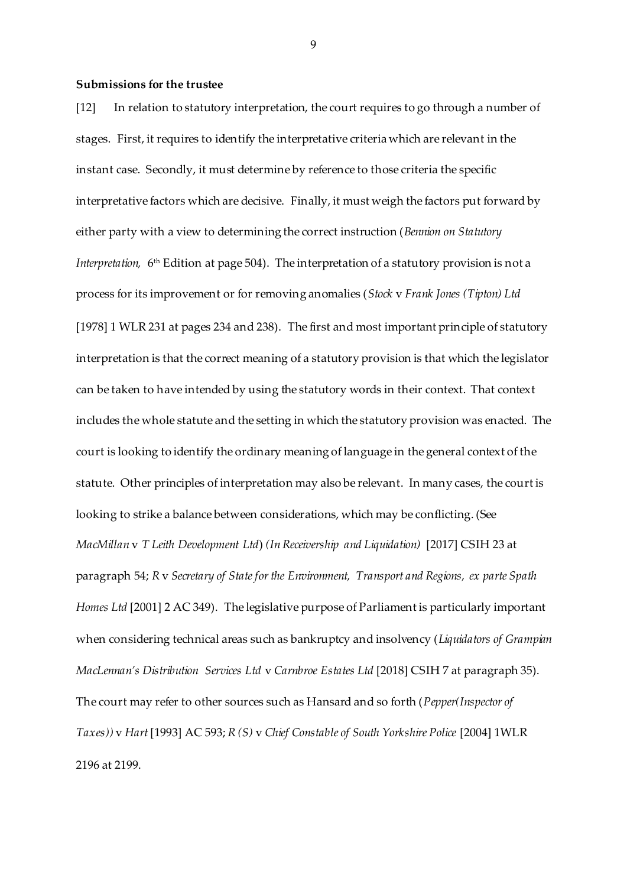**Submissions for the trustee**

[12] In relation to statutory interpretation, the court requires to go through a number of stages. First, it requires to identify the interpretative criteria which are relevant in the instant case. Secondly, it must determine by reference to those criteria the specific interpretative factors which are decisive. Finally, it must weigh the factors put forward by either party with a view to determining the correct instruction (*Bennion on Statutory Interpretation,* 6th Edition at page 504). The interpretation of a statutory provision is not a process for its improvement or for removing anomalies (*Stock* v *Frank Jones (Tipton) Ltd* [1978] 1 WLR 231 at pages 234 and 238). The first and most important principle of statutory interpretation is that the correct meaning of a statutory provision is that which the legislator can be taken to have intended by using the statutory words in their context. That context includes the whole statute and the setting in which the statutory provision was enacted. The court is looking to identify the ordinary meaning of language in the general context of the statute. Other principles of interpretation may also be relevant. In many cases, the court is looking to strike a balance between considerations, which may be conflicting. (See *MacMillan* v *T Leith Development Ltd*) *(In Receivership and Liquidation)* [2017] CSIH 23 at paragraph 54; *R* v *Secretary of State for the Environment, Transport and Regions, ex parte Spath Homes Ltd* [2001] 2 AC 349). The legislative purpose of Parliament is particularly important when considering technical areas such as bankruptcy and insolvency (*Liquidators of Grampian MacLennan's Distribution Services Ltd* v *Carnbroe Estates Ltd* [2018] CSIH 7 at paragraph 35). The court may refer to other sources such as Hansard and so forth (*Pepper(Inspector of Taxes))* v *Hart* [1993] AC 593; *R (S)* v *Chief Constable of South Yorkshire Police* [2004] 1WLR 2196 at 2199.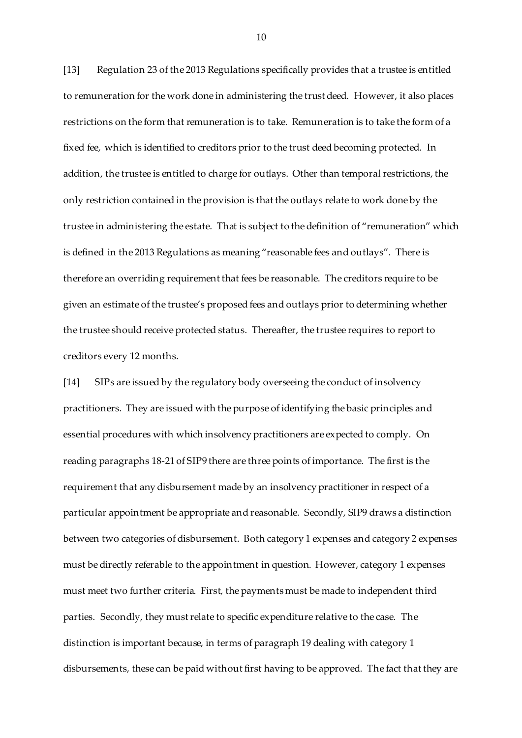[13] Regulation 23 of the 2013 Regulations specifically provides that a trustee is entitled to remuneration for the work done in administering the trust deed. However, it also places restrictions on the form that remuneration is to take. Remuneration is to take the form of a fixed fee, which is identified to creditors prior to the trust deed becoming protected. In addition, the trustee is entitled to charge for outlays. Other than temporal restrictions, the only restriction contained in the provision is that the outlays relate to work done by the trustee in administering the estate. That is subject to the definition of "remuneration" which is defined in the 2013 Regulations as meaning "reasonable fees and outlays". There is therefore an overriding requirement that fees be reasonable. The creditors require to be given an estimate of the trustee's proposed fees and outlays prior to determining whether the trustee should receive protected status. Thereafter, the trustee requires to report to creditors every 12 months.

[14] SIPs are issued by the regulatory body overseeing the conduct of insolvency practitioners. They are issued with the purpose of identifying the basic principles and essential procedures with which insolvency practitioners are expected to comply. On reading paragraphs 18-21 of SIP9 there are three points of importance. The first is the requirement that any disbursement made by an insolvency practitioner in respect of a particular appointment be appropriate and reasonable. Secondly, SIP9 draws a distinction between two categories of disbursement. Both category 1 expenses and category 2 expenses must be directly referable to the appointment in question. However, category 1 expenses must meet two further criteria. First, the payments must be made to independent third parties. Secondly, they must relate to specific expenditure relative to the case. The distinction is important because, in terms of paragraph 19 dealing with category 1 disbursements, these can be paid without first having to be approved. The fact that they are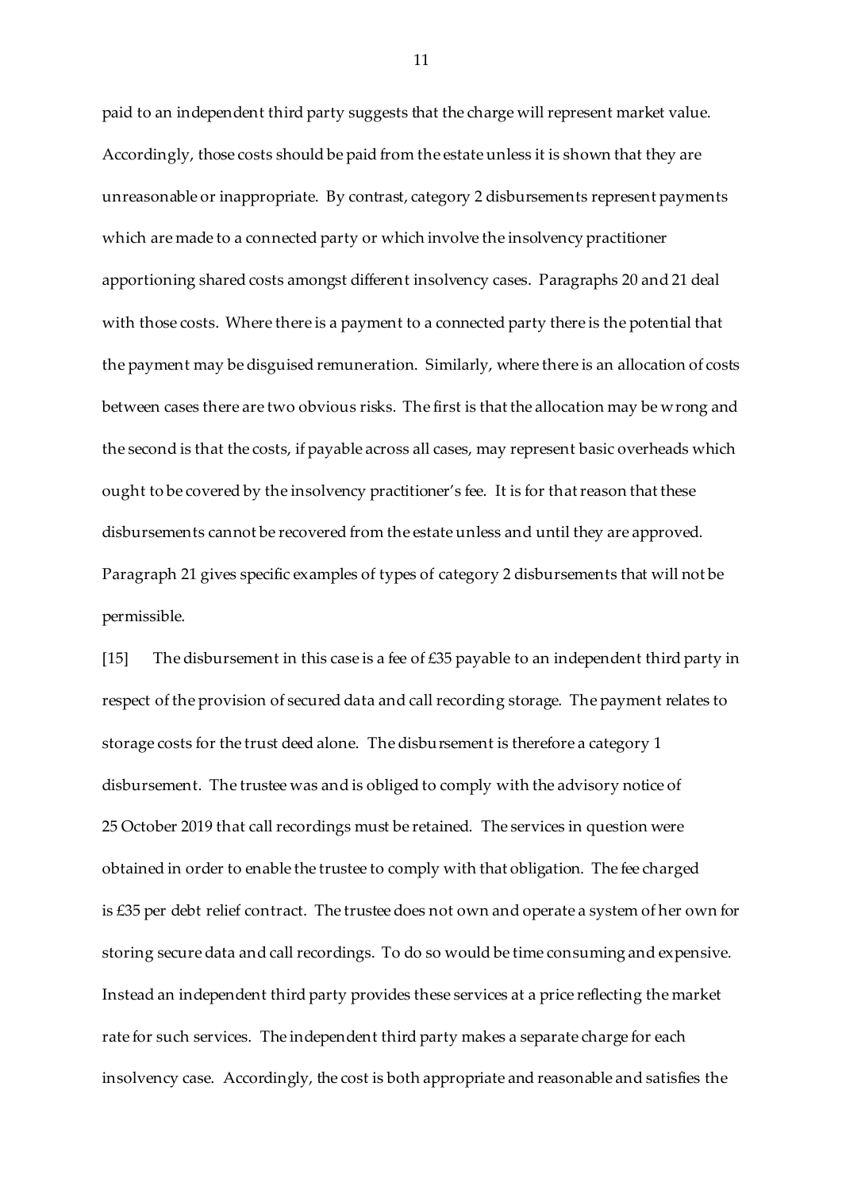paid to an independent third party suggests that the charge will represent market value. Accordingly, those costs should be paid from the estate unless it is shown that they are unreasonable or inappropriate. By contrast, category 2 disbursements represent payments which are made to a connected party or which involve the insolvency practitioner apportioning shared costs amongst different insolvency cases. Paragraphs 20 and 21 deal with those costs. Where there is a payment to a connected party there is the potential that the payment may be disguised remuneration. Similarly, where there is an allocation of costs between cases there are two obvious risks. The first is that the allocation may be wrong and the second is that the costs, if payable across all cases, may represent basic overheads which ought to be covered by the insolvency practitioner's fee. It is for that reason that these disbursements cannot be recovered from the estate unless and until they are approved. Paragraph 21 gives specific examples of types of category 2 disbursements that will not be permissible.

[15] The disbursement in this case is a fee of £35 payable to an independent third party in respect of the provision of secured data and call recording storage. The payment relates to storage costs for the trust deed alone. The disbursement is therefore a category 1 disbursement. The trustee was and is obliged to comply with the advisory notice of 25 October 2019 that call recordings must be retained. The services in question were obtained in order to enable the trustee to comply with that obligation. The fee charged is £35 per debt relief contract. The trustee does not own and operate a system of her own for storing secure data and call recordings. To do so would be time consuming and expensive. Instead an independent third party provides these services at a price reflecting the market rate for such services. The independent third party makes a separate charge for each insolvency case. Accordingly, the cost is both appropriate and reasonable and satisfies the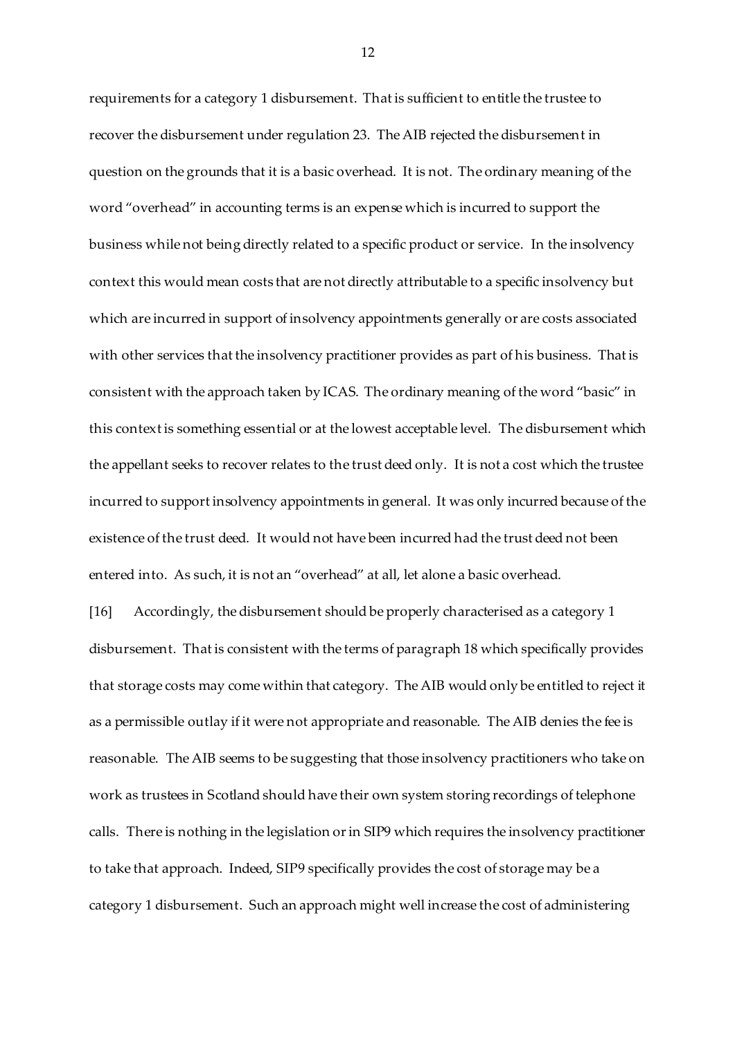requirements for a category 1 disbursement. That is sufficient to entitle the trustee to recover the disbursement under regulation 23. The AIB rejected the disbursement in question on the grounds that it is a basic overhead. It is not. The ordinary meaning of the word "overhead" in accounting terms is an expense which is incurred to support the business while not being directly related to a specific product or service. In the insolvency context this would mean costs that are not directly attributable to a specific insolvency but which are incurred in support of insolvency appointments generally or are costs associated with other services that the insolvency practitioner provides as part of his business. That is consistent with the approach taken by ICAS. The ordinary meaning of the word "basic" in this context is something essential or at the lowest acceptable level. The disbursement which the appellant seeks to recover relates to the trust deed only. It is not a cost which the trustee incurred to support insolvency appointments in general. It was only incurred because of the existence of the trust deed. It would not have been incurred had the trust deed not been entered into. As such, it is not an "overhead" at all, let alone a basic overhead.

[16] Accordingly, the disbursement should be properly characterised as a category 1 disbursement. That is consistent with the terms of paragraph 18 which specifically provides that storage costs may come within that category. The AIB would only be entitled to reject it as a permissible outlay if it were not appropriate and reasonable. The AIB denies the fee is reasonable. The AIB seems to be suggesting that those insolvency practitioners who take on work as trustees in Scotland should have their own system storing recordings of telephone calls. There is nothing in the legislation or in SIP9 which requires the insolvency practitioner to take that approach. Indeed, SIP9 specifically provides the cost of storage may be a category 1 disbursement. Such an approach might well increase the cost of administering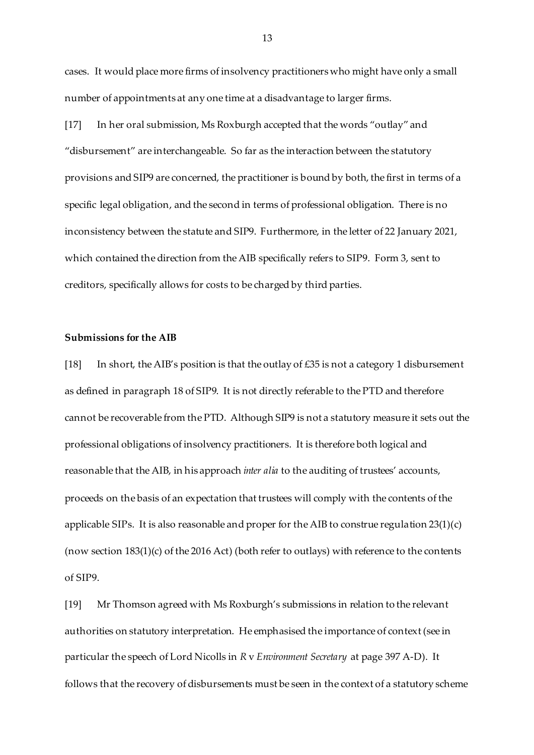cases. It would place more firms of insolvency practitioners who might have only a small number of appointments at any one time at a disadvantage to larger firms.

[17] In her oral submission, Ms Roxburgh accepted that the words "outlay" and "disbursement" are interchangeable. So far as the interaction between the statutory provisions and SIP9 are concerned, the practitioner is bound by both, the first in terms of a specific legal obligation, and the second in terms of professional obligation. There is no inconsistency between the statute and SIP9. Furthermore, in the letter of 22 January 2021, which contained the direction from the AIB specifically refers to SIP9. Form 3, sent to creditors, specifically allows for costs to be charged by third parties.

**Submissions for the AIB**

[18] In short, the AIB's position is that the outlay of £35 is not a category 1 disbursement as defined in paragraph 18 of SIP9. It is not directly referable to the PTD and therefore cannot be recoverable from the PTD. Although SIP9 is not a statutory measure it sets out the professional obligations of insolvency practitioners. It is therefore both logical and reasonable that the AIB, in his approach *inter alia* to the auditing of trustees' accounts, proceeds on the basis of an expectation that trustees will comply with the contents of the applicable SIPs. It is also reasonable and proper for the AIB to construe regulation 23(1)(c) (now section 183(1)(c) of the 2016 Act) (both refer to outlays) with reference to the contents of SIP9.

[19] Mr Thomson agreed with Ms Roxburgh's submissions in relation to the relevant authorities on statutory interpretation. He emphasised the importance of context (see in particular the speech of Lord Nicolls in *R* v *Environment Secretary* at page 397 A-D). It follows that the recovery of disbursements must be seen in the context of a statutory scheme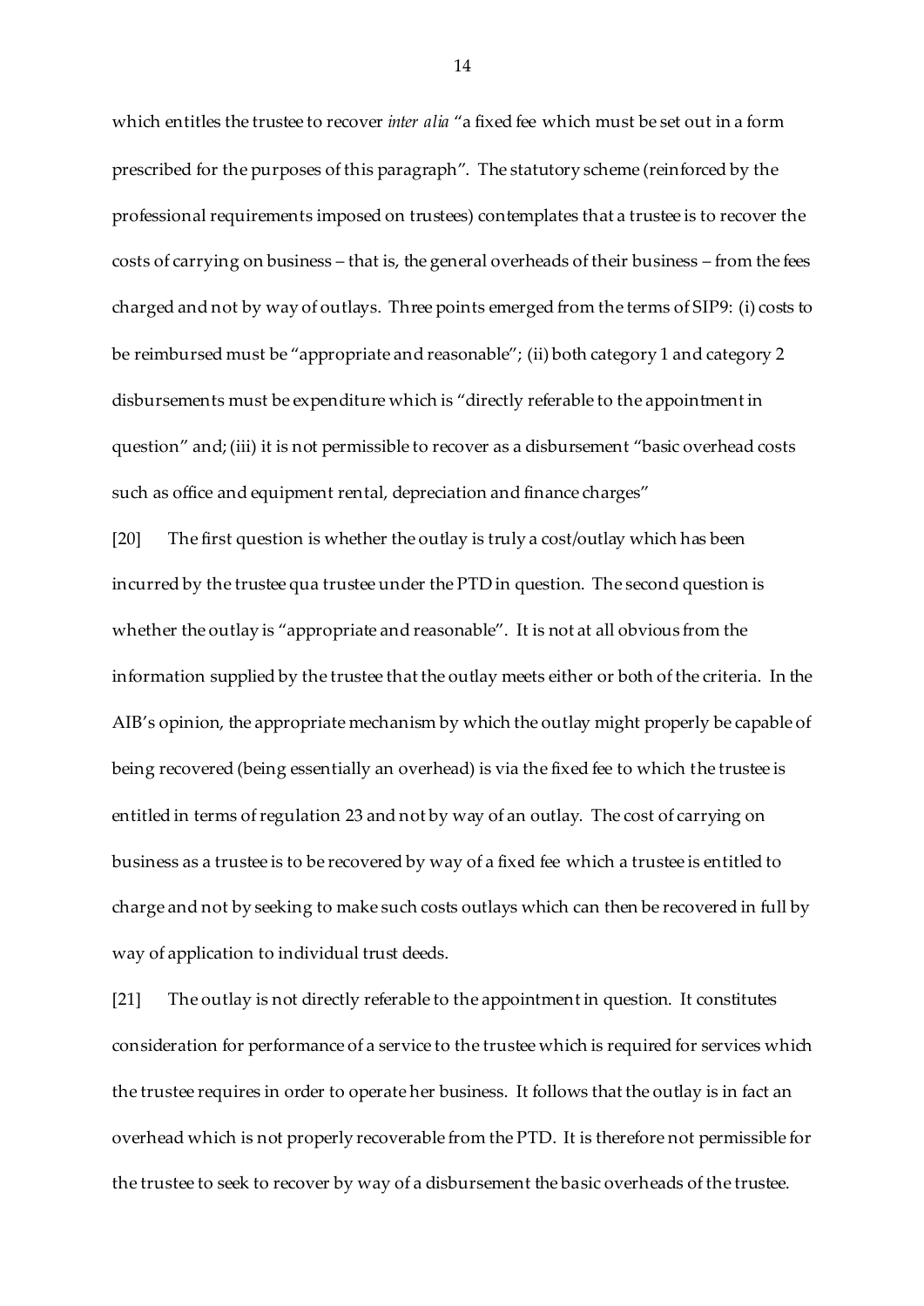which entitles the trustee to recover *inter alia* "a fixed fee which must be set out in a form prescribed for the purposes of this paragraph". The statutory scheme (reinforced by the professional requirements imposed on trustees) contemplates that a trustee is to recover the costs of carrying on business – that is, the general overheads of their business – from the fees charged and not by way of outlays. Three points emerged from the terms of SIP9: (i) costs to be reimbursed must be "appropriate and reasonable"; (ii) both category 1 and category 2 disbursements must be expenditure which is "directly referable to the appointment in question" and; (iii) it is not permissible to recover as a disbursement "basic overhead costs such as office and equipment rental, depreciation and finance charges"

[20] The first question is whether the outlay is truly a cost/outlay which has been incurred by the trustee qua trustee under the PTD in question. The second question is whether the outlay is "appropriate and reasonable". It is not at all obvious from the information supplied by the trustee that the outlay meets either or both of the criteria. In the AIB's opinion, the appropriate mechanism by which the outlay might properly be capable of being recovered (being essentially an overhead) is via the fixed fee to which the trustee is entitled in terms of regulation 23 and not by way of an outlay. The cost of carrying on business as a trustee is to be recovered by way of a fixed fee which a trustee is entitled to charge and not by seeking to make such costs outlays which can then be recovered in full by way of application to individual trust deeds.

[21] The outlay is not directly referable to the appointment in question. It constitutes consideration for performance of a service to the trustee which is required for services which the trustee requires in order to operate her business. It follows that the outlay is in fact an overhead which is not properly recoverable from the PTD. It is therefore not permissible for the trustee to seek to recover by way of a disbursement the basic overheads of the trustee.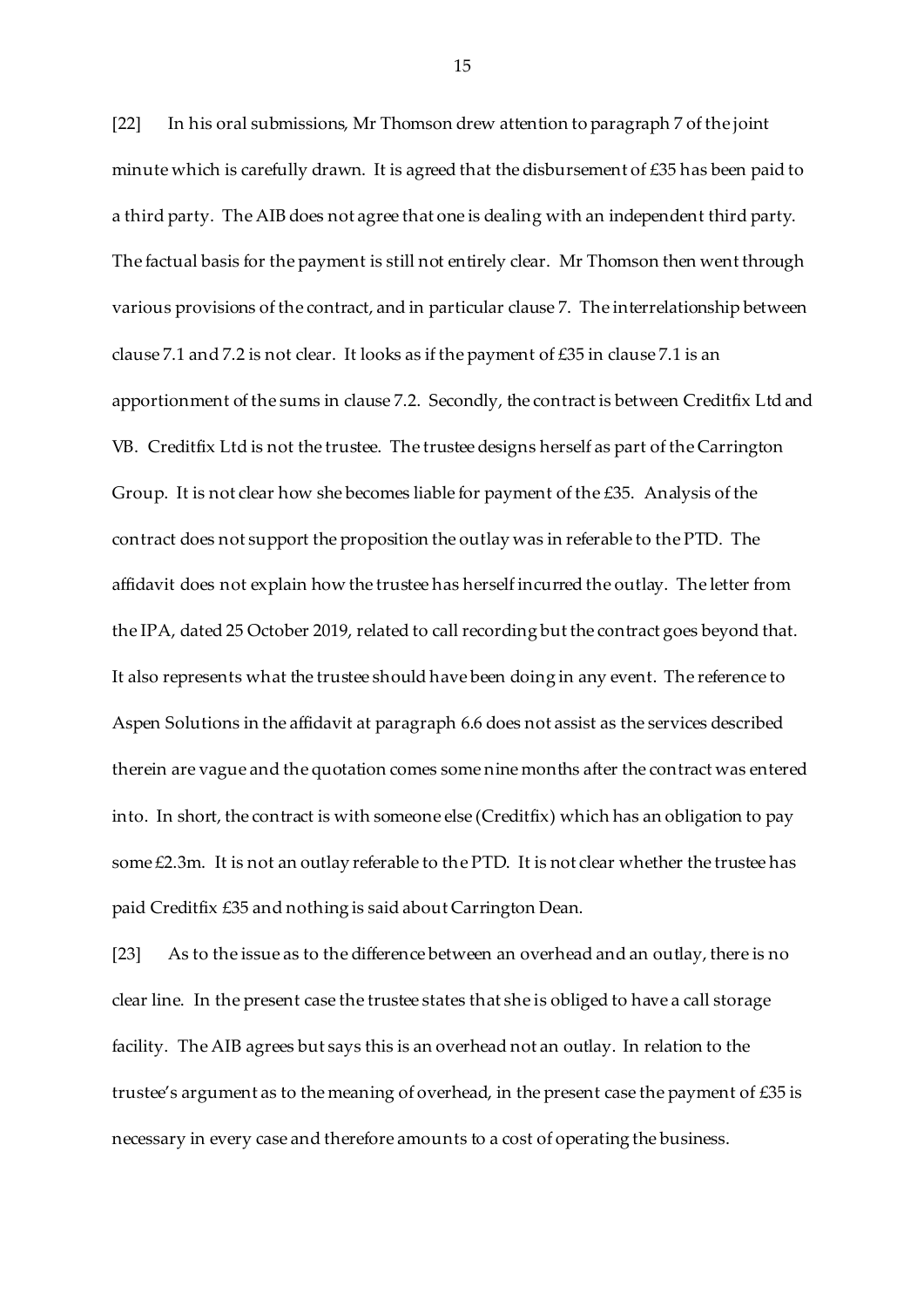[22] In his oral submissions, Mr Thomson drew attention to paragraph 7 of the joint minute which is carefully drawn. It is agreed that the disbursement of £35 has been paid to a third party. The AIB does not agree that one is dealing with an independent third party. The factual basis for the payment is still not entirely clear. Mr Thomson then went through various provisions of the contract, and in particular clause 7. The interrelationship between clause 7.1 and 7.2 is not clear. It looks as if the payment of £35 in clause 7.1 is an apportionment of the sums in clause 7.2. Secondly, the contract is between Creditfix Ltd and VB. Creditfix Ltd is not the trustee. The trustee designs herself as part of the Carrington Group. It is not clear how she becomes liable for payment of the £35. Analysis of the contract does not support the proposition the outlay was in referable to the PTD. The affidavit does not explain how the trustee has herself incurred the outlay. The letter from the IPA, dated 25 October 2019, related to call recording but the contract goes beyond that. It also represents what the trustee should have been doing in any event. The reference to Aspen Solutions in the affidavit at paragraph 6.6 does not assist as the services described therein are vague and the quotation comes some nine months after the contract was entered into. In short, the contract is with someone else (Creditfix) which has an obligation to pay some £2.3m. It is not an outlay referable to the PTD. It is not clear whether the trustee has paid Creditfix £35 and nothing is said about Carrington Dean.

[23] As to the issue as to the difference between an overhead and an outlay, there is no clear line. In the present case the trustee states that she is obliged to have a call storage facility. The AIB agrees but says this is an overhead not an outlay. In relation to the trustee's argument as to the meaning of overhead, in the present case the payment of £35 is necessary in every case and therefore amounts to a cost of operating the business.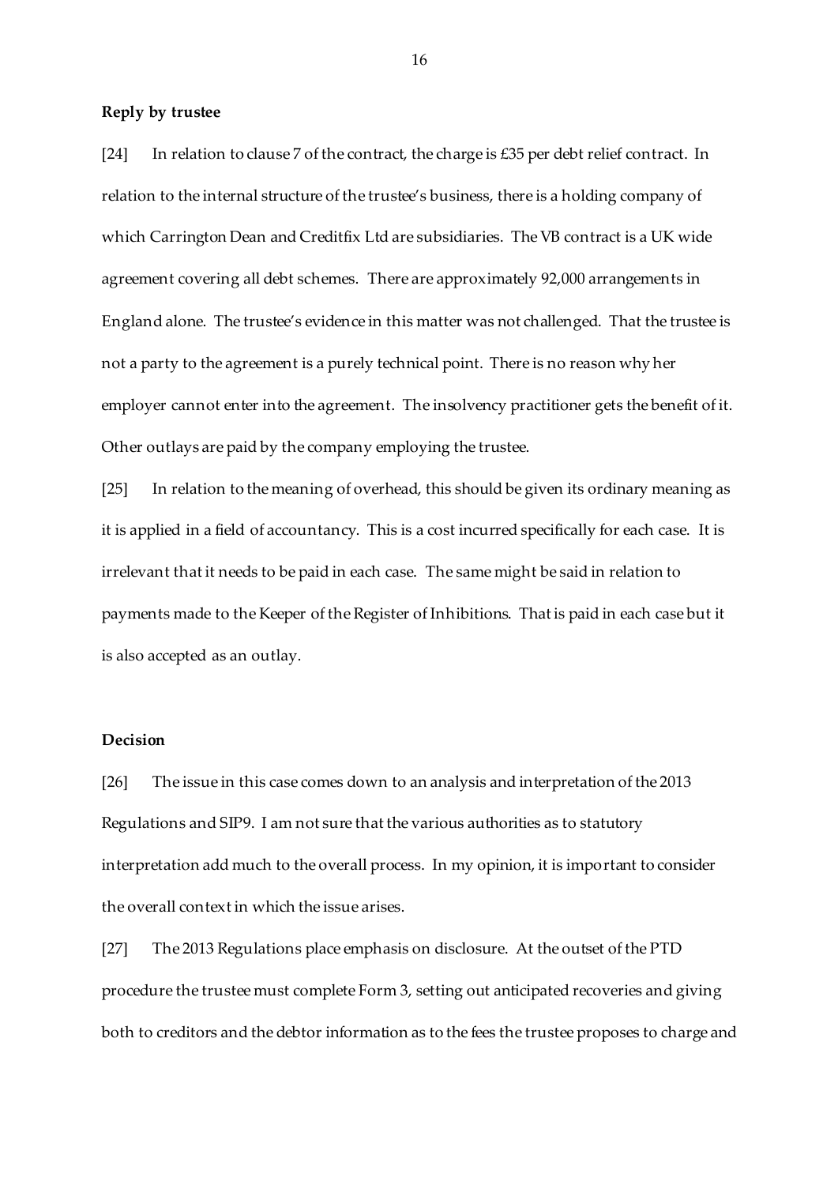**Reply by trustee**

[24] In relation to clause 7 of the contract, the charge is £35 per debt relief contract. In relation to the internal structure of the trustee's business, there is a holding company of which Carrington Dean and Creditfix Ltd are subsidiaries. The VB contract is a UK wide agreement covering all debt schemes. There are approximately 92,000 arrangements in England alone. The trustee's evidence in this matter was not challenged. That the trustee is not a party to the agreement is a purely technical point. There is no reason why her employer cannot enter into the agreement. The insolvency practitioner gets the benefit of it. Other outlays are paid by the company employing the trustee.

[25] In relation to the meaning of overhead, this should be given its ordinary meaning as it is applied in a field of accountancy. This is a cost incurred specifically for each case. It is irrelevant that it needs to be paid in each case. The same might be said in relation to payments made to the Keeper of the Register of Inhibitions. That is paid in each case but it is also accepted as an outlay.

**Decision**

[26] The issue in this case comes down to an analysis and interpretation of the 2013 Regulations and SIP9. I am not sure that the various authorities as to statutory interpretation add much to the overall process. In my opinion, it is important to consider the overall context in which the issue arises.

[27] The 2013 Regulations place emphasis on disclosure. At the outset of the PTD procedure the trustee must complete Form 3, setting out anticipated recoveries and giving both to creditors and the debtor information as to the fees the trustee proposes to charge and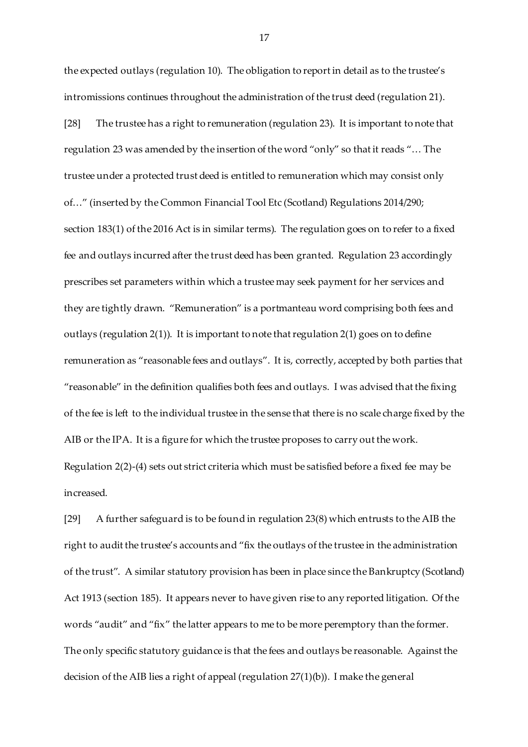the expected outlays (regulation 10). The obligation to report in detail as to the trustee's intromissions continues throughout the administration of the trust deed (regulation 21).

[28] The trustee has a right to remuneration (regulation 23). It is important to note that regulation 23 was amended by the insertion of the word "only" so that it reads "… The trustee under a protected trust deed is entitled to remuneration which may consist only of…" (inserted by the Common Financial Tool Etc (Scotland) Regulations 2014/290; section 183(1) of the 2016 Act is in similar terms). The regulation goes on to refer to a fixed fee and outlays incurred after the trust deed has been granted. Regulation 23 accordingly prescribes set parameters within which a trustee may seek payment for her services and they are tightly drawn. "Remuneration" is a portmanteau word comprising both fees and outlays (regulation 2(1)). It is important to note that regulation 2(1) goes on to define remuneration as "reasonable fees and outlays". It is, correctly, accepted by both parties that "reasonable" in the definition qualifies both fees and outlays. I was advised that the fixing of the fee is left to the individual trustee in the sense that there is no scale charge fixed by the AIB or the IPA. It is a figure for which the trustee proposes to carry out the work. Regulation 2(2)-(4) sets out strict criteria which must be satisfied before a fixed fee may be increased.

[29] A further safeguard is to be found in regulation 23(8) which entrusts to the AIB the right to audit the trustee's accounts and "fix the outlays of the trustee in the administration of the trust". A similar statutory provision has been in place since the Bankruptcy (Scotland) Act 1913 (section 185). It appears never to have given rise to any reported litigation. Of the words "audit" and "fix" the latter appears to me to be more peremptory than the former. The only specific statutory guidance is that the fees and outlays be reasonable. Against the decision of the AIB lies a right of appeal (regulation 27(1)(b)). I make the general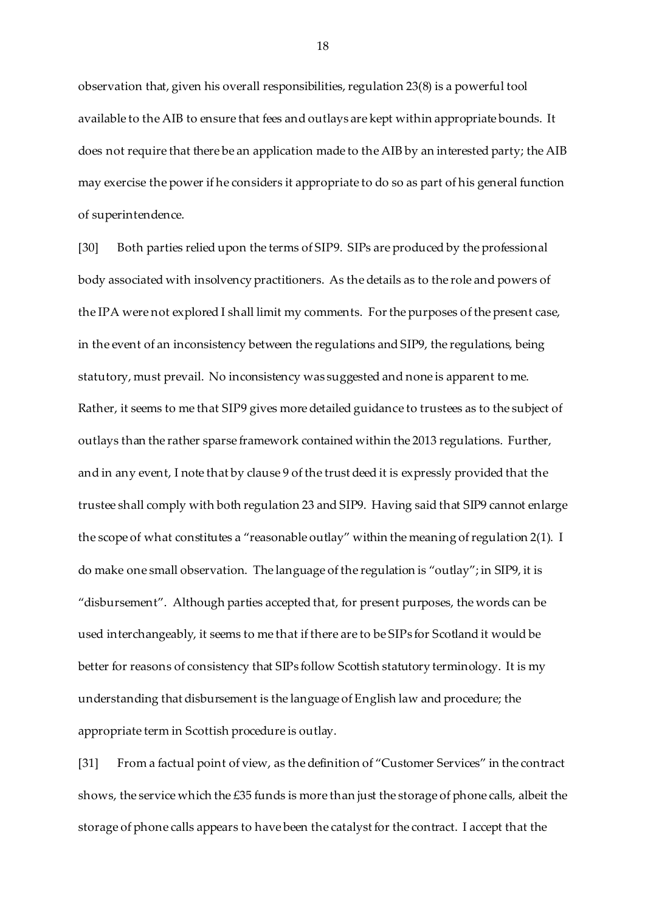observation that, given his overall responsibilities, regulation 23(8) is a powerful tool available to the AIB to ensure that fees and outlays are kept within appropriate bounds. It does not require that there be an application made to the AIB by an interested party; the AIB may exercise the power if he considers it appropriate to do so as part of his general function of superintendence.

[30] Both parties relied upon the terms of SIP9. SIPs are produced by the professional body associated with insolvency practitioners. As the details as to the role and powers of the IPA were not explored I shall limit my comments. For the purposes of the present case, in the event of an inconsistency between the regulations and SIP9, the regulations, being statutory, must prevail. No inconsistency was suggested and none is apparent to me. Rather, it seems to me that SIP9 gives more detailed guidance to trustees as to the subject of outlays than the rather sparse framework contained within the 2013 regulations. Further, and in any event, I note that by clause 9 of the trust deed it is expressly provided that the trustee shall comply with both regulation 23 and SIP9. Having said that SIP9 cannot enlarge the scope of what constitutes a "reasonable outlay" within the meaning of regulation 2(1). I do make one small observation. The language of the regulation is "outlay"; in SIP9, it is "disbursement". Although parties accepted that, for present purposes, the words can be used interchangeably, it seems to me that if there are to be SIPs for Scotland it would be better for reasons of consistency that SIPs follow Scottish statutory terminology. It is my understanding that disbursement is the language of English law and procedure; the appropriate term in Scottish procedure is outlay.

[31] From a factual point of view, as the definition of "Customer Services" in the contract shows, the service which the £35 funds is more than just the storage of phone calls, albeit the storage of phone calls appears to have been the catalyst for the contract. I accept that the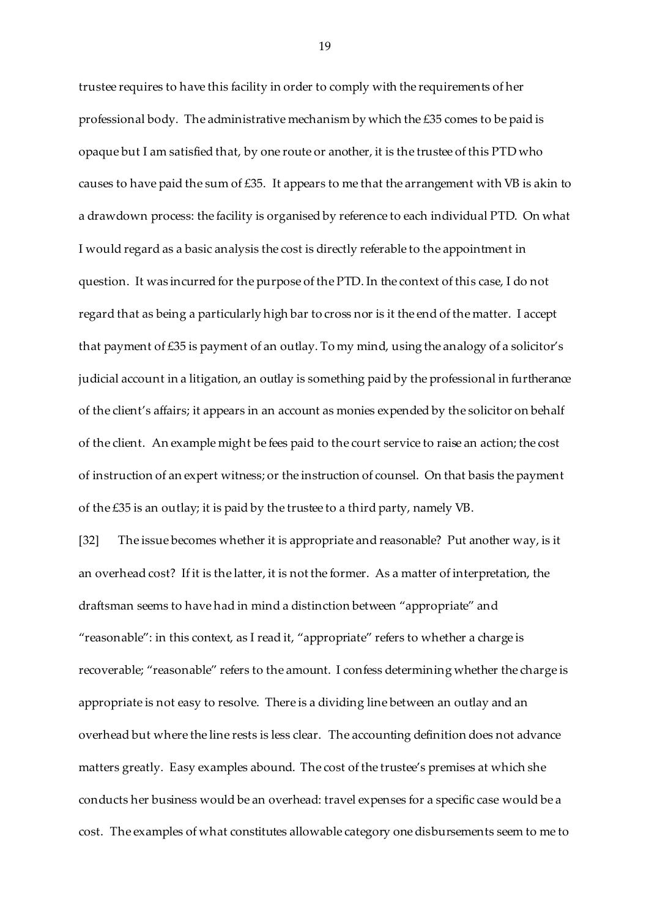trustee requires to have this facility in order to comply with the requirements of her professional body. The administrative mechanism by which the £35 comes to be paid is opaque but I am satisfied that, by one route or another, it is the trustee of this PTD who causes to have paid the sum of £35. It appears to me that the arrangement with VB is akin to a drawdown process: the facility is organised by reference to each individual PTD. On what I would regard as a basic analysis the cost is directly referable to the appointment in question. It was incurred for the purpose of the PTD. In the context of this case, I do not regard that as being a particularly high bar to cross nor is it the end of the matter. I accept that payment of £35 is payment of an outlay. To my mind, using the analogy of a solicitor's judicial account in a litigation, an outlay is something paid by the professional in furtherance of the client's affairs; it appears in an account as monies expended by the solicitor on behalf of the client. An example might be fees paid to the court service to raise an action; the cost of instruction of an expert witness; or the instruction of counsel. On that basis the payment of the £35 is an outlay; it is paid by the trustee to a third party, namely VB.

[32] The issue becomes whether it is appropriate and reasonable? Put another way, is it an overhead cost? If it is the latter, it is not the former. As a matter of interpretation, the draftsman seems to have had in mind a distinction between "appropriate" and "reasonable": in this context, as I read it, "appropriate" refers to whether a charge is recoverable; "reasonable" refers to the amount. I confess determining whether the charge is appropriate is not easy to resolve. There is a dividing line between an outlay and an overhead but where the line rests is less clear. The accounting definition does not advance matters greatly. Easy examples abound. The cost of the trustee's premises at which she conducts her business would be an overhead: travel expenses for a specific case would be a cost. The examples of what constitutes allowable category one disbursements seem to me to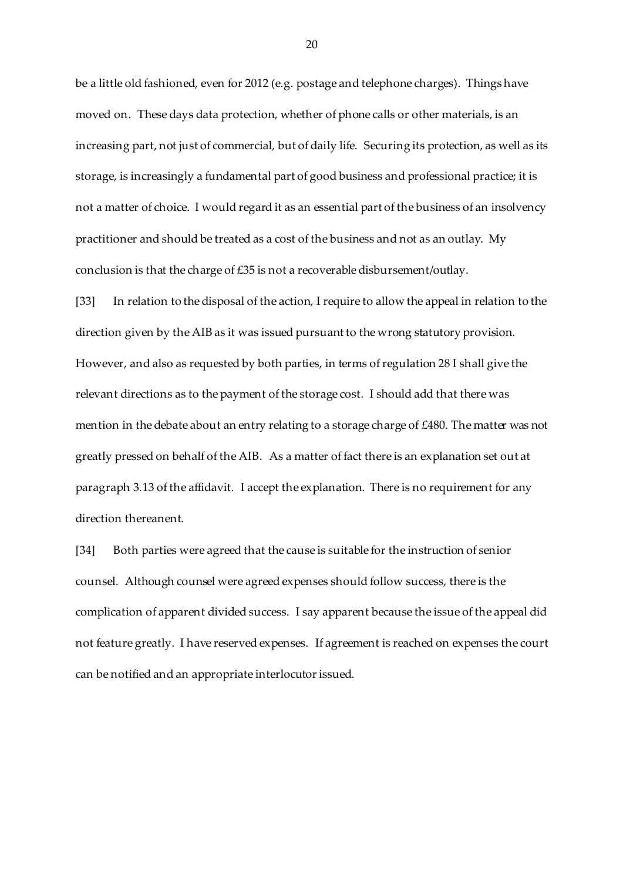be a little old fashioned, even for 2012 (e.g. postage and telephone charges). Things have moved on. These days data protection, whether of phone calls or other materials, is an increasing part, not just of commercial, but of daily life. Securing its protection, as well as its storage, is increasingly a fundamental part of good business and professional practice; it is not a matter of choice. I would regard it as an essential part of the business of an insolvency practitioner and should be treated as a cost of the business and not as an outlay. My conclusion is that the charge of £35 is not a recoverable disbursement/outlay.

[33] In relation to the disposal of the action, I require to allow the appeal in relation to the direction given by the AIB as it was issued pursuant to the wrong statutory provision. However, and also as requested by both parties, in terms of regulation 28 I shall give the relevant directions as to the payment of the storage cost. I should add that there was mention in the debate about an entry relating to a storage charge of £480. The matter was not greatly pressed on behalf of the AIB. As a matter of fact there is an explanation set out at paragraph 3.13 of the affidavit. I accept the explanation. There is no requirement for any direction thereanent.

[34] Both parties were agreed that the cause is suitable for the instruction of senior counsel. Although counsel were agreed expenses should follow success, there is the complication of apparent divided success. I say apparent because the issue of the appeal did not feature greatly. I have reserved expenses. If agreement is reached on expenses the court can be notified and an appropriate interlocutor issued.